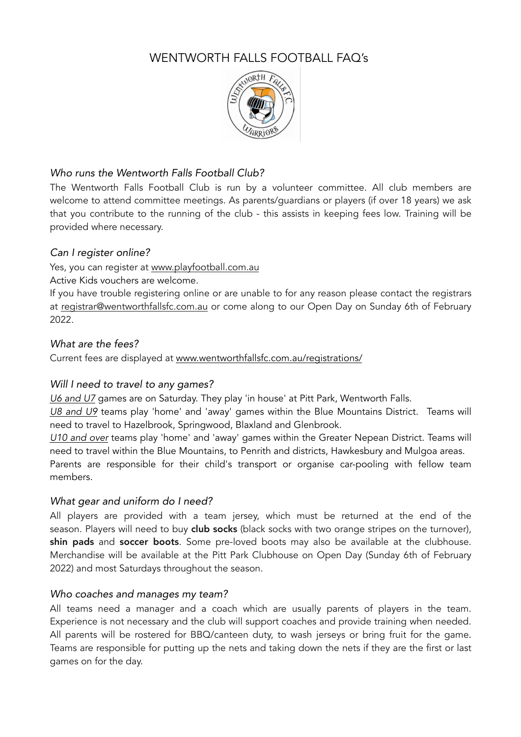# WENTWORTH FALLS FOOTBALL FAQ's

### *Who runs the Wentworth Falls Football Club?*

The Wentworth Falls Football Club is run by a volunteer committee. All club members are welcome to attend committee meetings. As parents/guardians or players (if over 18 years) we ask that you contribute to the running of the club - this assists in keeping fees low. Training will be provided where necessary.

### *Can I register online?*

Yes, you can register at www.playfootball.com.au

Active Kids vouchers are welcome.

If you have trouble registering online or are unable to for any reason please contact the registrars at registrar@wentworthfallsfc.com.au or come along to our Open Day on Sunday 6th of February 2022.

### *What are the fees?*

Current fees are displayed at www.wentworthfallsfc.com.au/registrations/

### *Will I need to travel to any games?*

*U6 and U7* games are on Saturday. They play 'in house' at Pitt Park, Wentworth Falls.

*U8 and U9* teams play 'home' and 'away' games within the Blue Mountains District. Teams will need to travel to Hazelbrook, Springwood, Blaxland and Glenbrook.

*U10 and over* teams play 'home' and 'away' games within the Greater Nepean District. Teams will need to travel within the Blue Mountains, to Penrith and districts, Hawkesbury and Mulgoa areas.

Parents are responsible for their child's transport or organise car-pooling with fellow team members.

### *What gear and uniform do I need?*

All players are provided with a team jersey, which must be returned at the end of the season. Players will need to buy **club socks** (black socks with two orange stripes on the turnover), **shin pads** and **soccer boots**. Some pre-loved boots may also be available at the clubhouse. Merchandise will be available at the Pitt Park Clubhouse on Open Day (Sunday 6th of February 2022) and most Saturdays throughout the season.

### *Who coaches and manages my team?*

All teams need a manager and a coach which are usually parents of players in the team. Experience is not necessary and the club will support coaches and provide training when needed. All parents will be rostered for BBQ/canteen duty, to wash jerseys or bring fruit for the game. Teams are responsible for putting up the nets and taking down the nets if they are the first or last games on for the day.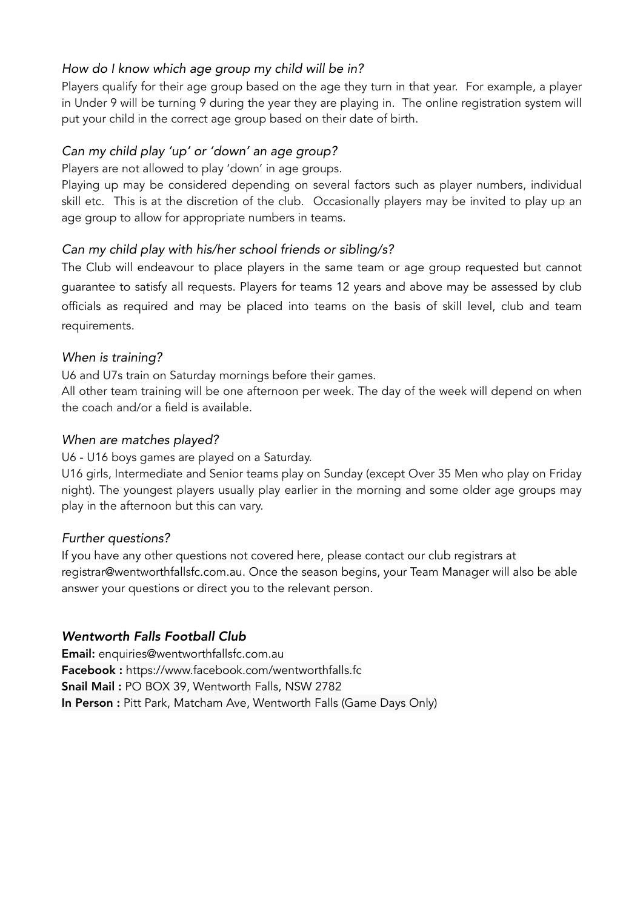*How do I know which age group my child will be in?*

Players qualify for their age group based on the age they turn in that year. For example, a player in Under 9 will be turning 9 during the year they are playing in. The online registration system will put your child in the correct age group based on their date of birth.

*Can my child play 'up' or 'down' an age group?*

Players are not allowed to play 'down' in age groups.

Playing up may be considered depending on several factors such as player numbers, individual skill etc. This is at the discretion of the club. Occasionally players may be invited to play up an age group to allow for appropriate numbers in teams.

*Can my child play with his/her school friends or sibling/s?*

The Club will endeavour to place players in the same team or age group requested but cannot guarantee to satisfy all requests. Players for teams 12 years and above may be assessed by club officials as required and may be placed into teams on the basis of skill level, club and team requirements.

*When is training?*

U6 and U7s train on Saturday mornings before their games.

All other team training will be one afternoon per week. The day of the week will depend on when the coach and/or a field is available.

*When are matches played?*

U6 - U16 boys games are played on a Saturday.

U16 girls, Intermediate and Senior teams play on Sunday (except Over 35 Men who play on Friday night). The youngest players usually play earlier in the morning and some older age groups may play in the afternoon but this can vary.

*Further questions?*

If you have any other questions not covered here, please contact our club registrars at registrar@wentworthfallsfc.com.au. Once the season begins, your Team Manager will also be able answer your questions or direct you to the relevant person.

***Wentworth Falls Football Club***

**Email:** enquiries@wentworthfallsfc.com.au

**Facebook :** https://www.facebook.com/wentworthfalls.fc

**Snail Mail :** PO BOX 39, Wentworth Falls, NSW 2782

**In Person :** Pitt Park, Matcham Ave, Wentworth Falls (Game Days Only)